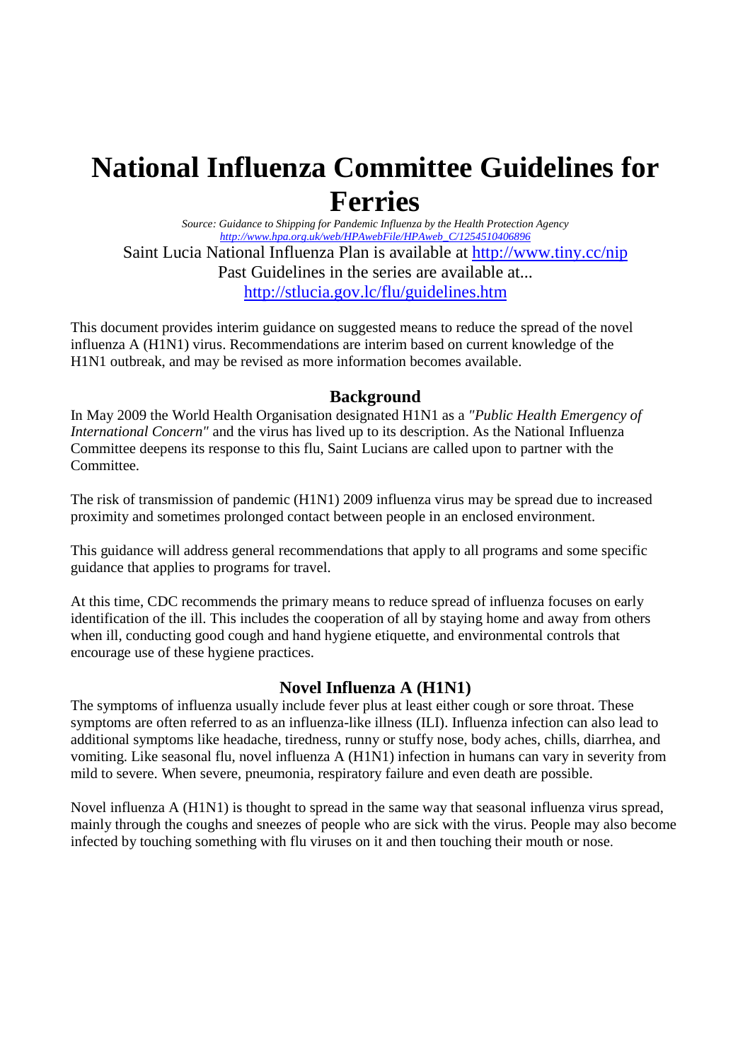# National Influenza Committee Guidelines for Ferries

*Source: Guidance to Shipping for Pandemic Influenza by the Health Protection Agency*
*http://www.hpa.org.uk/web/HPAwebFile/HPAweb_C/1254510406896*

Saint Lucia National Influenza Plan is available at http://www.tiny.cc/nip

Past Guidelines in the series are available at...

http://stlucia.gov.lc/flu/guidelines.htm

This document provides interim guidance on suggested means to reduce the spread of the novel influenza A (H1N1) virus. Recommendations are interim based on current knowledge of the H1N1 outbreak, and may be revised as more information becomes available.

## Background

In May 2009 the World Health Organisation designated H1N1 as a *"Public Health Emergency of International Concern"* and the virus has lived up to its description. As the National Influenza Committee deepens its response to this flu, Saint Lucians are called upon to partner with the Committee.

The risk of transmission of pandemic (H1N1) 2009 influenza virus may be spread due to increased proximity and sometimes prolonged contact between people in an enclosed environment.

This guidance will address general recommendations that apply to all programs and some specific guidance that applies to programs for travel.

At this time, CDC recommends the primary means to reduce spread of influenza focuses on early identification of the ill. This includes the cooperation of all by staying home and away from others when ill, conducting good cough and hand hygiene etiquette, and environmental controls that encourage use of these hygiene practices.

## Novel Influenza A (H1N1)

The symptoms of influenza usually include fever plus at least either cough or sore throat. These symptoms are often referred to as an influenza-like illness (ILI). Influenza infection can also lead to additional symptoms like headache, tiredness, runny or stuffy nose, body aches, chills, diarrhea, and vomiting. Like seasonal flu, novel influenza A (H1N1) infection in humans can vary in severity from mild to severe. When severe, pneumonia, respiratory failure and even death are possible.

Novel influenza A (H1N1) is thought to spread in the same way that seasonal influenza virus spread, mainly through the coughs and sneezes of people who are sick with the virus. People may also become infected by touching something with flu viruses on it and then touching their mouth or nose.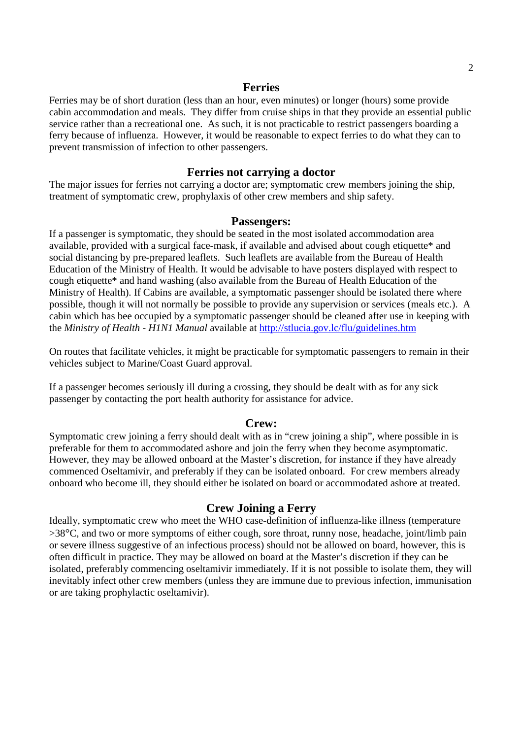## Ferries

Ferries may be of short duration (less than an hour, even minutes) or longer (hours) some provide cabin accommodation and meals. They differ from cruise ships in that they provide an essential public service rather than a recreational one. As such, it is not practicable to restrict passengers boarding a ferry because of influenza. However, it would be reasonable to expect ferries to do what they can to prevent transmission of infection to other passengers.

## Ferries not carrying a doctor

The major issues for ferries not carrying a doctor are; symptomatic crew members joining the ship, treatment of symptomatic crew, prophylaxis of other crew members and ship safety.

### Passengers:

If a passenger is symptomatic, they should be seated in the most isolated accommodation area available, provided with a surgical face-mask, if available and advised about cough etiquette* and social distancing by pre-prepared leaflets. Such leaflets are available from the Bureau of Health Education of the Ministry of Health. It would be advisable to have posters displayed with respect to cough etiquette* and hand washing (also available from the Bureau of Health Education of the Ministry of Health). If Cabins are available, a symptomatic passenger should be isolated there where possible, though it will not normally be possible to provide any supervision or services (meals etc.). A cabin which has bee occupied by a symptomatic passenger should be cleaned after use in keeping with the *Ministry of Health - H1N1 Manual* available at http://stlucia.gov.lc/flu/guidelines.htm

On routes that facilitate vehicles, it might be practicable for symptomatic passengers to remain in their vehicles subject to Marine/Coast Guard approval.

If a passenger becomes seriously ill during a crossing, they should be dealt with as for any sick passenger by contacting the port health authority for assistance for advice.

### Crew:

Symptomatic crew joining a ferry should dealt with as in "crew joining a ship", where possible in is preferable for them to accommodated ashore and join the ferry when they become asymptomatic. However, they may be allowed onboard at the Master's discretion, for instance if they have already commenced Oseltamivir, and preferably if they can be isolated onboard. For crew members already onboard who become ill, they should either be isolated on board or accommodated ashore at treated.

## Crew Joining a Ferry

Ideally, symptomatic crew who meet the WHO case-definition of influenza-like illness (temperature >38°C, and two or more symptoms of either cough, sore throat, runny nose, headache, joint/limb pain or severe illness suggestive of an infectious process) should not be allowed on board, however, this is often difficult in practice. They may be allowed on board at the Master's discretion if they can be isolated, preferably commencing oseltamivir immediately. If it is not possible to isolate them, they will inevitably infect other crew members (unless they are immune due to previous infection, immunisation or are taking prophylactic oseltamivir).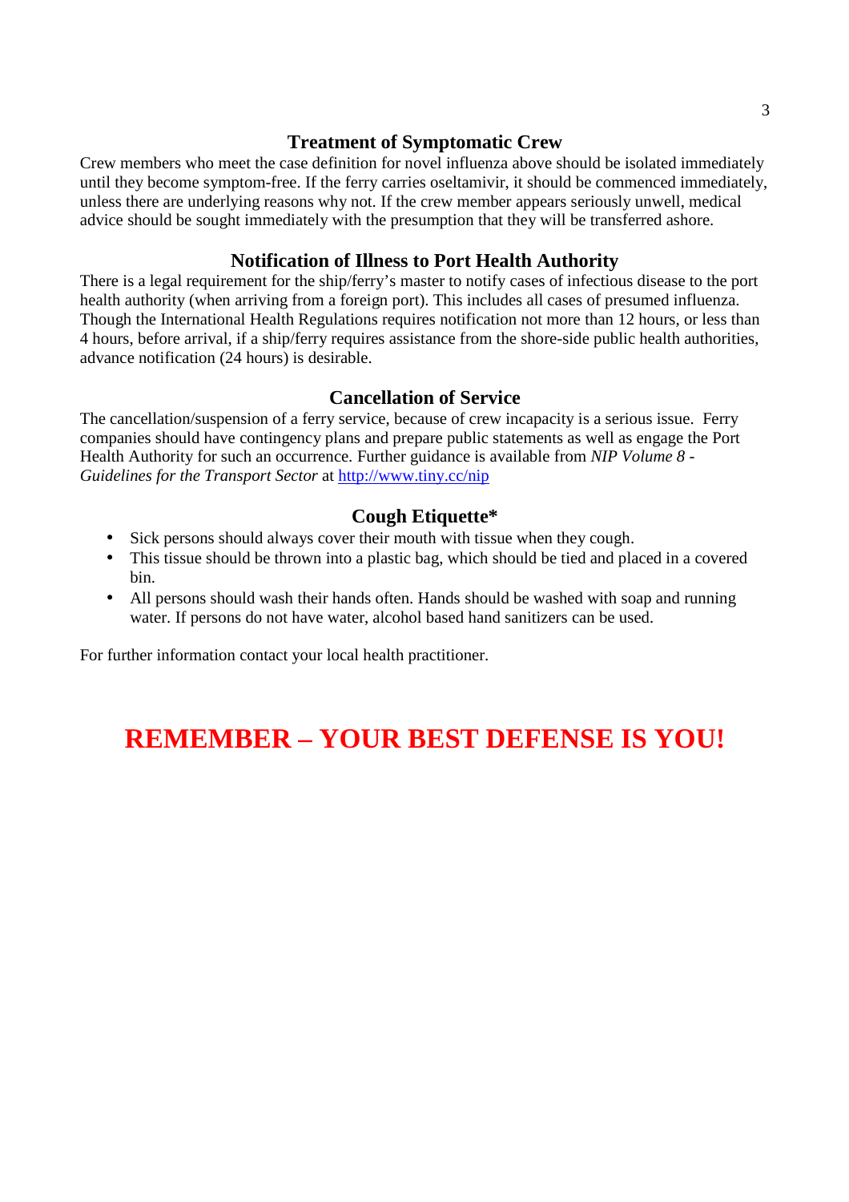## Treatment of Symptomatic Crew

Crew members who meet the case definition for novel influenza above should be isolated immediately until they become symptom-free. If the ferry carries oseltamivir, it should be commenced immediately, unless there are underlying reasons why not. If the crew member appears seriously unwell, medical advice should be sought immediately with the presumption that they will be transferred ashore.

## Notification of Illness to Port Health Authority

There is a legal requirement for the ship/ferry's master to notify cases of infectious disease to the port health authority (when arriving from a foreign port). This includes all cases of presumed influenza. Though the International Health Regulations requires notification not more than 12 hours, or less than 4 hours, before arrival, if a ship/ferry requires assistance from the shore-side public health authorities, advance notification (24 hours) is desirable.

## Cancellation of Service

The cancellation/suspension of a ferry service, because of crew incapacity is a serious issue. Ferry companies should have contingency plans and prepare public statements as well as engage the Port Health Authority for such an occurrence. Further guidance is available from *NIP Volume 8 - Guidelines for the Transport Sector* at [http://www.tiny.cc/nip](http://www.tiny.cc/nip)

## Cough Etiquette*

- Sick persons should always cover their mouth with tissue when they cough.
- This tissue should be thrown into a plastic bag, which should be tied and placed in a covered bin.
- All persons should wash their hands often. Hands should be washed with soap and running water. If persons do not have water, alcohol based hand sanitizers can be used.

For further information contact your local health practitioner.

# REMEMBER – YOUR BEST DEFENSE IS YOU!